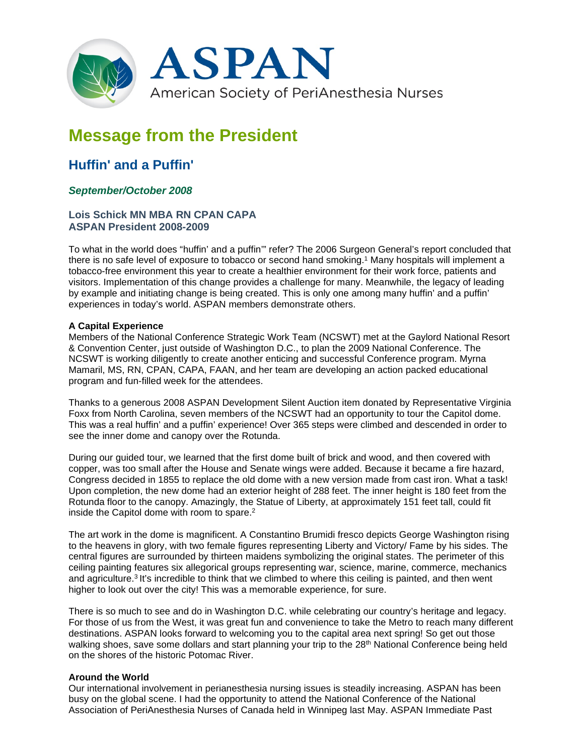# ASPAN

American Society of PeriAnesthesia Nurses

# Message from the President

## Huffin' and a Puffin'

### *September/October 2008*

**Lois Schick MN MBA RN CPAN CAPA**
**ASPAN President 2008-2009**

To what in the world does "huffin' and a puffin'" refer? The 2006 Surgeon General's report concluded that there is no safe level of exposure to tobacco or second hand smoking.[1] Many hospitals will implement a tobacco-free environment this year to create a healthier environment for their work force, patients and visitors. Implementation of this change provides a challenge for many. Meanwhile, the legacy of leading by example and initiating change is being created. This is only one among many huffin' and a puffin' experiences in today's world. ASPAN members demonstrate others.

**A Capital Experience**
Members of the National Conference Strategic Work Team (NCSWT) met at the Gaylord National Resort & Convention Center, just outside of Washington D.C., to plan the 2009 National Conference. The NCSWT is working diligently to create another enticing and successful Conference program. Myrna Mamaril, MS, RN, CPAN, CAPA, FAAN, and her team are developing an action packed educational program and fun-filled week for the attendees.

Thanks to a generous 2008 ASPAN Development Silent Auction item donated by Representative Virginia Foxx from North Carolina, seven members of the NCSWT had an opportunity to tour the Capitol dome. This was a real huffin' and a puffin' experience! Over 365 steps were climbed and descended in order to see the inner dome and canopy over the Rotunda.

During our guided tour, we learned that the first dome built of brick and wood, and then covered with copper, was too small after the House and Senate wings were added. Because it became a fire hazard, Congress decided in 1855 to replace the old dome with a new version made from cast iron. What a task! Upon completion, the new dome had an exterior height of 288 feet. The inner height is 180 feet from the Rotunda floor to the canopy. Amazingly, the Statue of Liberty, at approximately 151 feet tall, could fit inside the Capitol dome with room to spare.[2]

The art work in the dome is magnificent. A Constantino Brumidi fresco depicts George Washington rising to the heavens in glory, with two female figures representing Liberty and Victory/ Fame by his sides. The central figures are surrounded by thirteen maidens symbolizing the original states. The perimeter of this ceiling painting features six allegorical groups representing war, science, marine, commerce, mechanics and agriculture.[3] It's incredible to think that we climbed to where this ceiling is painted, and then went higher to look out over the city! This was a memorable experience, for sure.

There is so much to see and do in Washington D.C. while celebrating our country's heritage and legacy. For those of us from the West, it was great fun and convenience to take the Metro to reach many different destinations. ASPAN looks forward to welcoming you to the capital area next spring! So get out those walking shoes, save some dollars and start planning your trip to the 28th National Conference being held on the shores of the historic Potomac River.

**Around the World**
Our international involvement in perianesthesia nursing issues is steadily increasing. ASPAN has been busy on the global scene. I had the opportunity to attend the National Conference of the National Association of PeriAnesthesia Nurses of Canada held in Winnipeg last May. ASPAN Immediate Past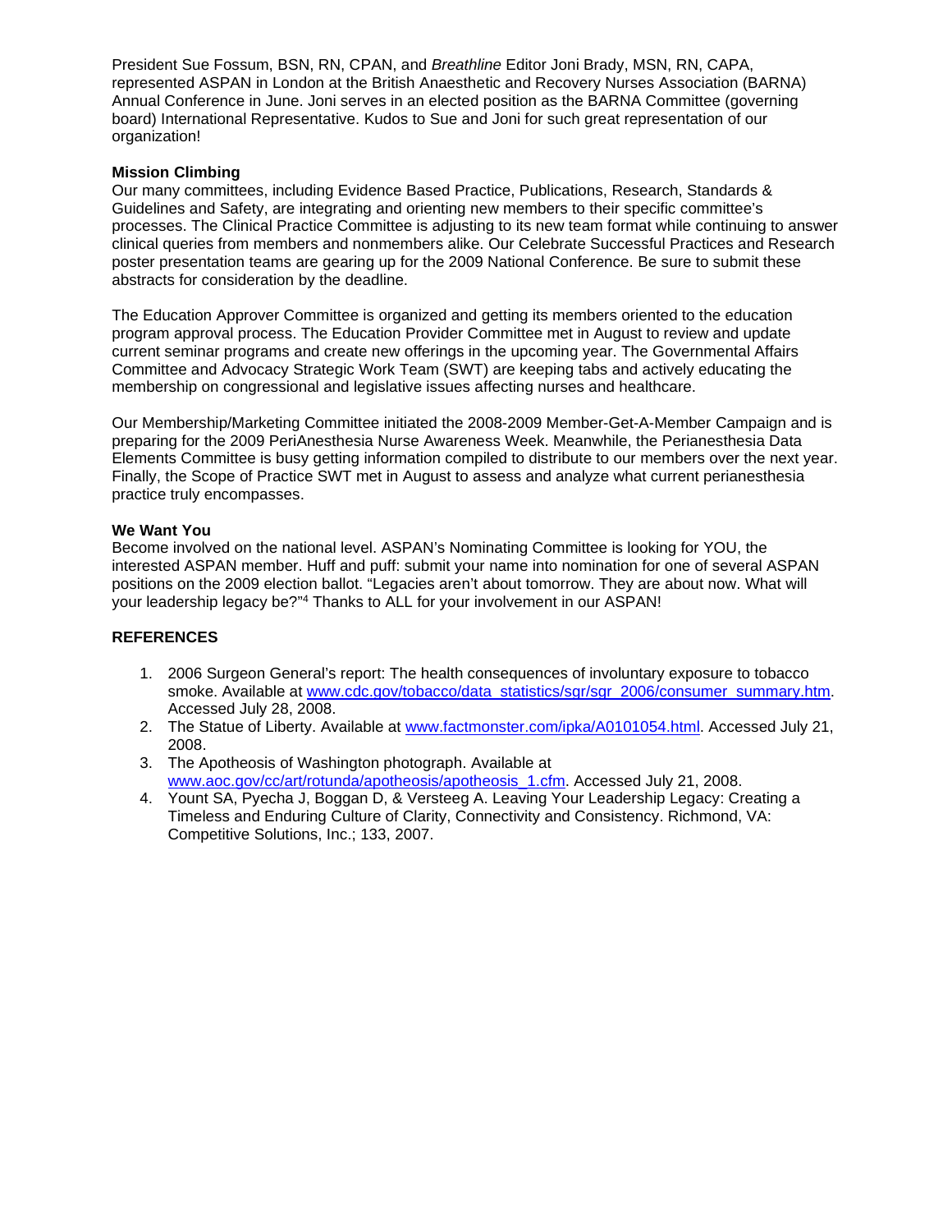President Sue Fossum, BSN, RN, CPAN, and *Breathline* Editor Joni Brady, MSN, RN, CAPA, represented ASPAN in London at the British Anaesthetic and Recovery Nurses Association (BARNA) Annual Conference in June. Joni serves in an elected position as the BARNA Committee (governing board) International Representative. Kudos to Sue and Joni for such great representation of our organization!

**Mission Climbing**

Our many committees, including Evidence Based Practice, Publications, Research, Standards & Guidelines and Safety, are integrating and orienting new members to their specific committee's processes. The Clinical Practice Committee is adjusting to its new team format while continuing to answer clinical queries from members and nonmembers alike. Our Celebrate Successful Practices and Research poster presentation teams are gearing up for the 2009 National Conference. Be sure to submit these abstracts for consideration by the deadline.

The Education Approver Committee is organized and getting its members oriented to the education program approval process. The Education Provider Committee met in August to review and update current seminar programs and create new offerings in the upcoming year. The Governmental Affairs Committee and Advocacy Strategic Work Team (SWT) are keeping tabs and actively educating the membership on congressional and legislative issues affecting nurses and healthcare.

Our Membership/Marketing Committee initiated the 2008-2009 Member-Get-A-Member Campaign and is preparing for the 2009 PeriAnesthesia Nurse Awareness Week. Meanwhile, the Perianesthesia Data Elements Committee is busy getting information compiled to distribute to our members over the next year. Finally, the Scope of Practice SWT met in August to assess and analyze what current perianesthesia practice truly encompasses.

**We Want You**

Become involved on the national level. ASPAN's Nominating Committee is looking for YOU, the interested ASPAN member. Huff and puff: submit your name into nomination for one of several ASPAN positions on the 2009 election ballot. "Legacies aren't about tomorrow. They are about now. What will your leadership legacy be?"[4] Thanks to ALL for your involvement in our ASPAN!

**REFERENCES**

1. 2006 Surgeon General's report: The health consequences of involuntary exposure to tobacco smoke. Available at www.cdc.gov/tobacco/data_statistics/sgr/sgr_2006/consumer_summary.htm. Accessed July 28, 2008.
2. The Statue of Liberty. Available at www.factmonster.com/ipka/A0101054.html. Accessed July 21, 2008.
3. The Apotheosis of Washington photograph. Available at www.aoc.gov/cc/art/rotunda/apotheosis/apotheosis_1.cfm. Accessed July 21, 2008.
4. Yount SA, Pyecha J, Boggan D, & Versteeg A. Leaving Your Leadership Legacy: Creating a Timeless and Enduring Culture of Clarity, Connectivity and Consistency. Richmond, VA: Competitive Solutions, Inc.; 133, 2007.